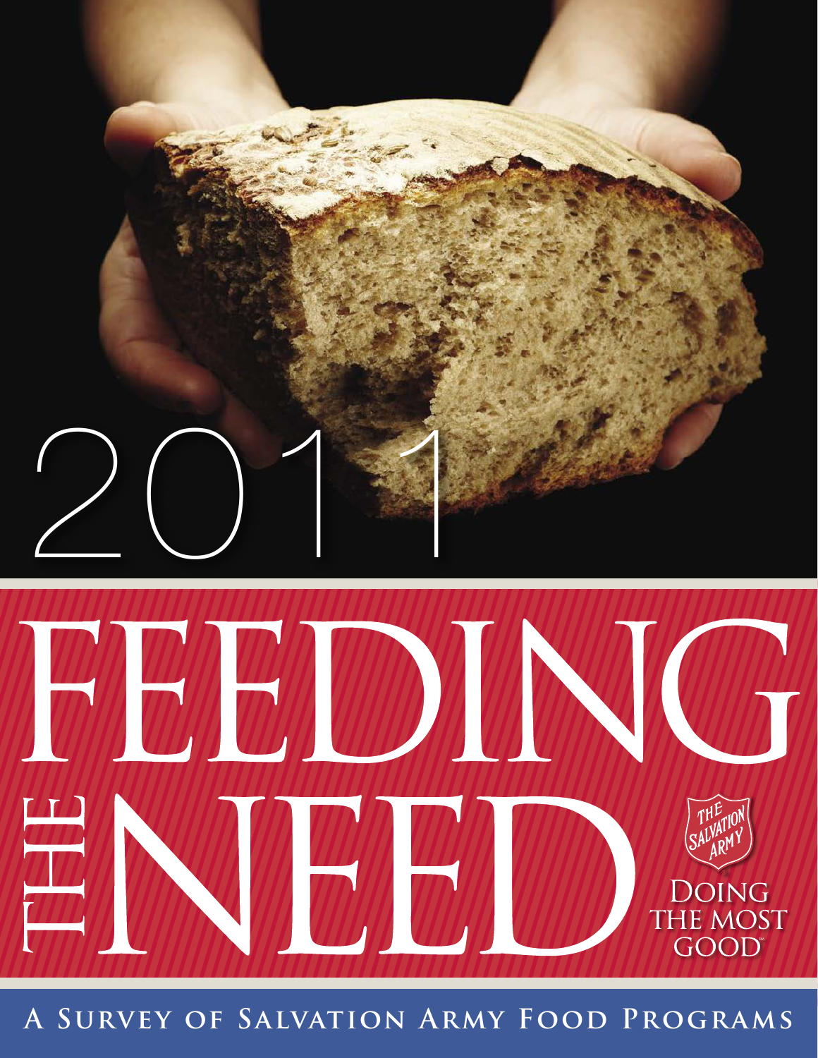2011

# THE FEEDING NEED

THE SALVATION ARMY

DOING THE MOST GOOD

A SURVEY OF SALVATION ARMY FOOD PROGRAMS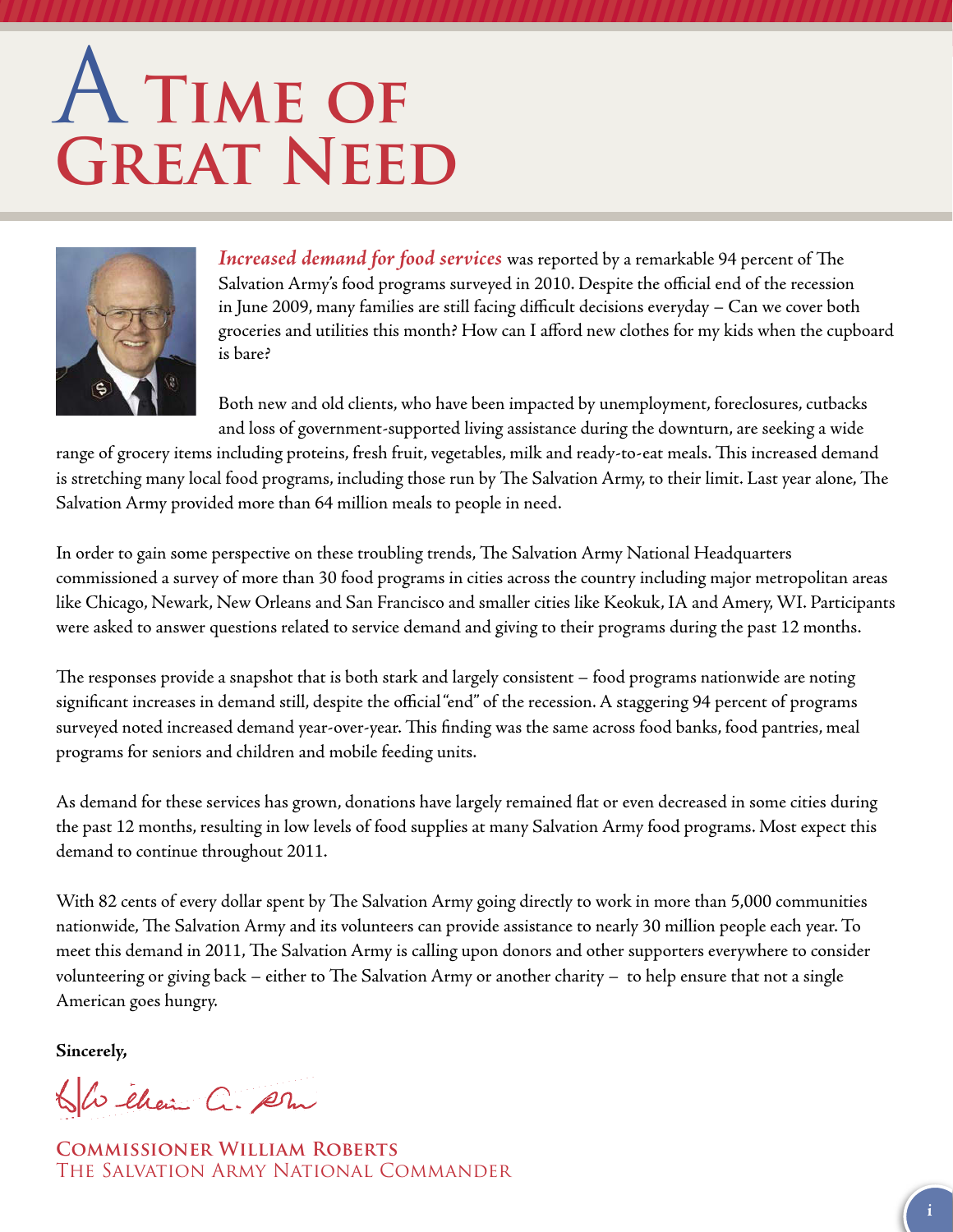# A Time of Great Need

*Increased demand for food services* was reported by a remarkable 94 percent of The Salvation Army's food programs surveyed in 2010. Despite the official end of the recession in June 2009, many families are still facing difficult decisions everyday – Can we cover both groceries and utilities this month? How can I afford new clothes for my kids when the cupboard is bare?

Both new and old clients, who have been impacted by unemployment, foreclosures, cutbacks and loss of government-supported living assistance during the downturn, are seeking a wide range of grocery items including proteins, fresh fruit, vegetables, milk and ready-to-eat meals. This increased demand is stretching many local food programs, including those run by The Salvation Army, to their limit. Last year alone, The Salvation Army provided more than 64 million meals to people in need.

In order to gain some perspective on these troubling trends, The Salvation Army National Headquarters commissioned a survey of more than 30 food programs in cities across the country including major metropolitan areas like Chicago, Newark, New Orleans and San Francisco and smaller cities like Keokuk, IA and Amery, WI. Participants were asked to answer questions related to service demand and giving to their programs during the past 12 months.

The responses provide a snapshot that is both stark and largely consistent – food programs nationwide are noting significant increases in demand still, despite the official "end" of the recession. A staggering 94 percent of programs surveyed noted increased demand year-over-year. This finding was the same across food banks, food pantries, meal programs for seniors and children and mobile feeding units.

As demand for these services has grown, donations have largely remained flat or even decreased in some cities during the past 12 months, resulting in low levels of food supplies at many Salvation Army food programs. Most expect this demand to continue throughout 2011.

With 82 cents of every dollar spent by The Salvation Army going directly to work in more than 5,000 communities nationwide, The Salvation Army and its volunteers can provide assistance to nearly 30 million people each year. To meet this demand in 2011, The Salvation Army is calling upon donors and other supporters everywhere to consider volunteering or giving back – either to The Salvation Army or another charity – to help ensure that not a single American goes hungry.

**Sincerely,**

**Commissioner William Roberts**
The Salvation Army National Commander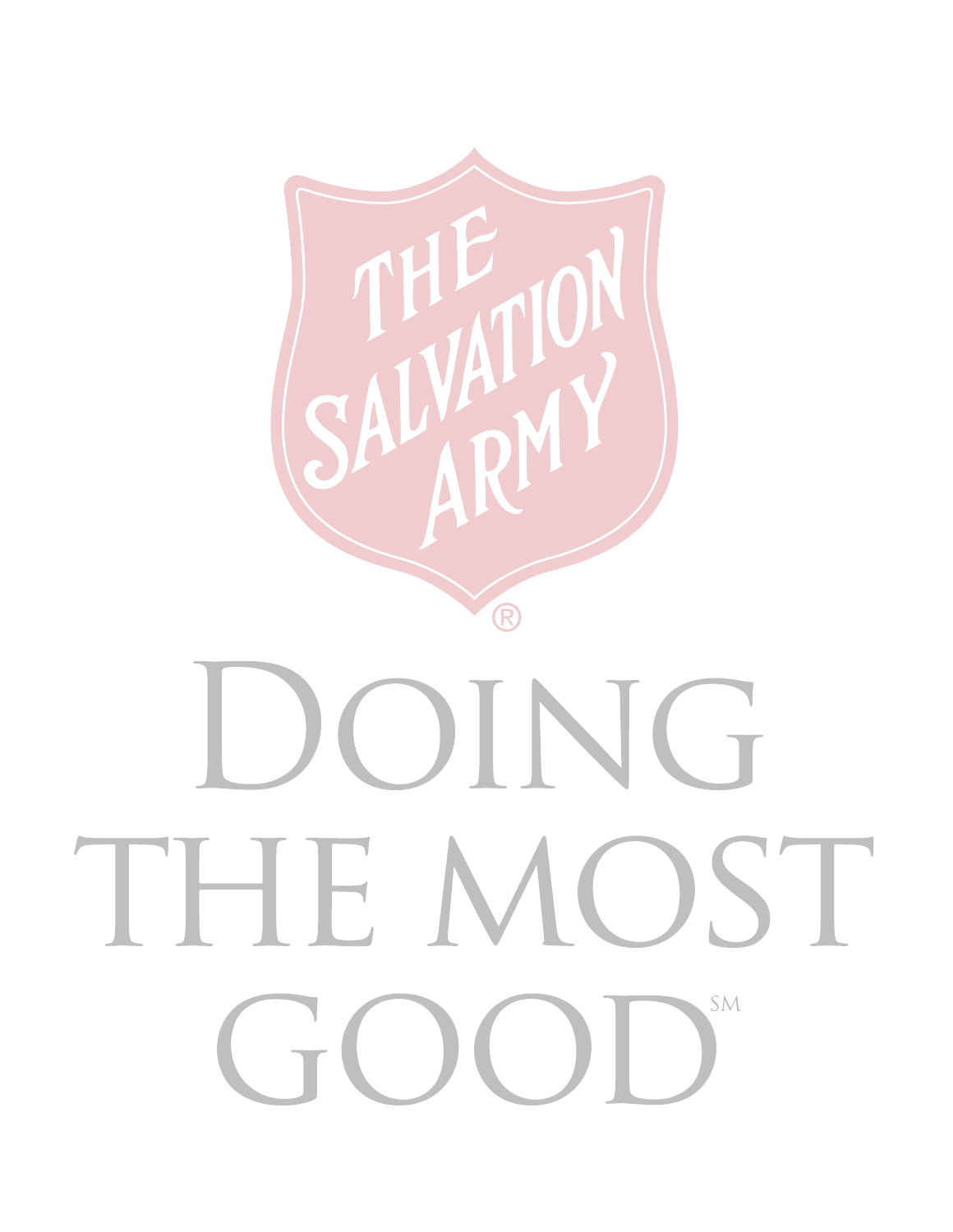THE SALVATION ARMY®

DOING THE MOST GOOD℠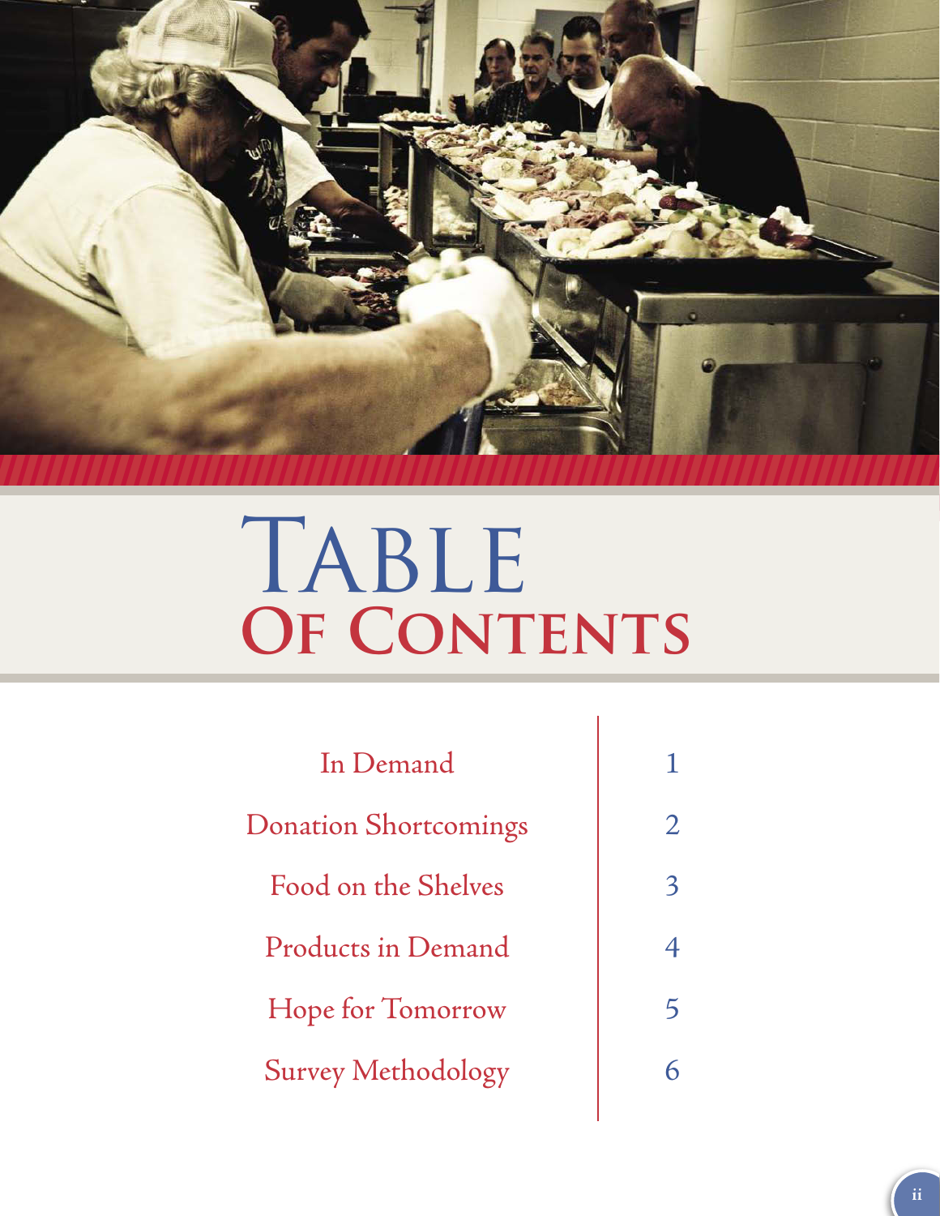# Table Of Contents

| | |
|---|---|
| In Demand | 1 |
| Donation Shortcomings | 2 |
| Food on the Shelves | 3 |
| Products in Demand | 4 |
| Hope for Tomorrow | 5 |
| Survey Methodology | 6 |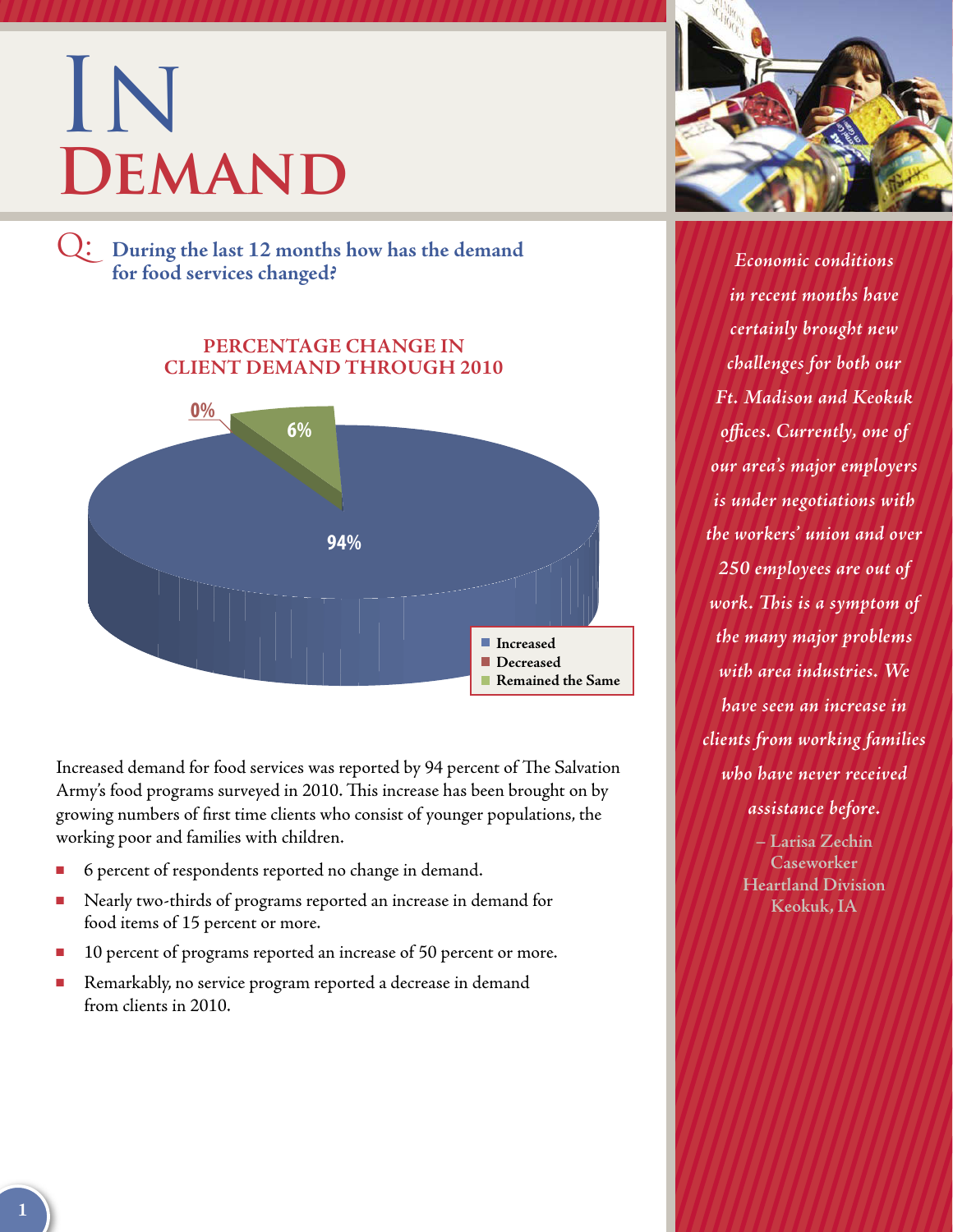# In Demand

Q: **During the last 12 months how has the demand for food services changed?**

**PERCENTAGE CHANGE IN CLIENT DEMAND THROUGH 2010**

0%
6%
94%

Increased
Decreased
Remained the Same

Increased demand for food services was reported by 94 percent of The Salvation Army's food programs surveyed in 2010. This increase has been brought on by growing numbers of first time clients who consist of younger populations, the working poor and families with children.

- 6 percent of respondents reported no change in demand.
- Nearly two-thirds of programs reported an increase in demand for food items of 15 percent or more.
- 10 percent of programs reported an increase of 50 percent or more.
- Remarkably, no service program reported a decrease in demand from clients in 2010.

*Economic conditions in recent months have certainly brought new challenges for both our Ft. Madison and Keokuk offices. Currently, one of our area's major employers is under negotiations with the workers' union and over 250 employees are out of work. This is a symptom of the many major problems with area industries. We have seen an increase in clients from working families who have never received assistance before.*

– Larisa Zechin
Caseworker
Heartland Division
Keokuk, IA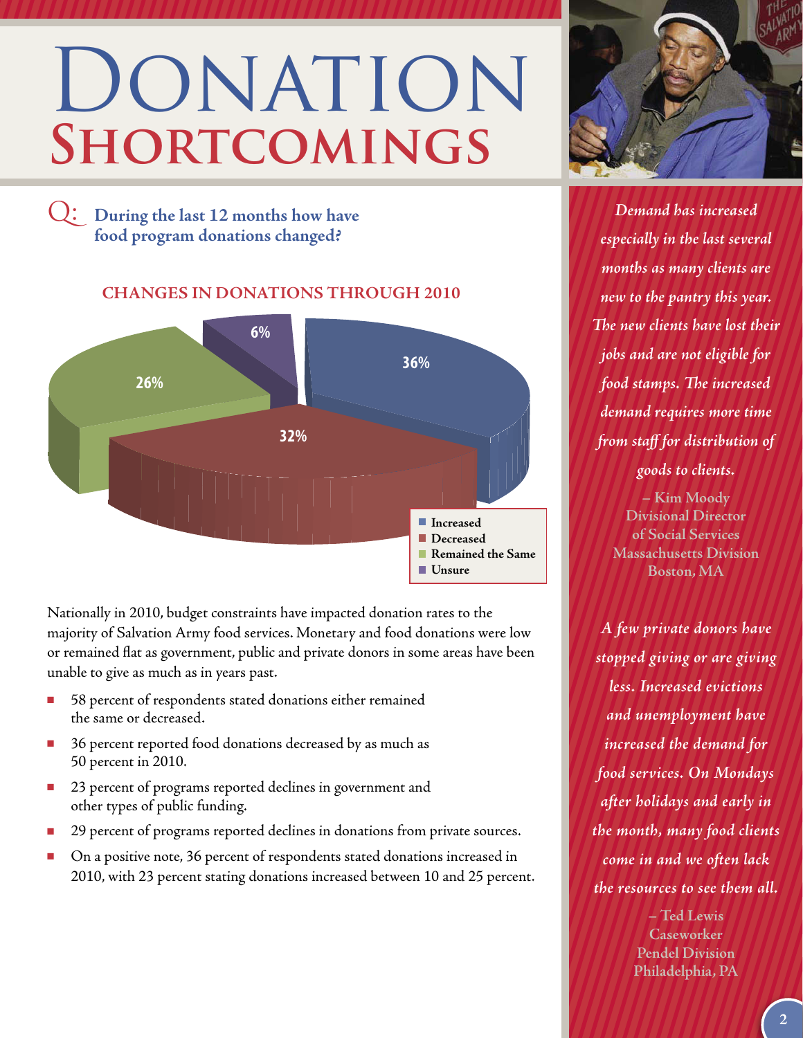# DONATION SHORTCOMINGS

**Q: During the last 12 months how have food program donations changed?**

**CHANGES IN DONATIONS THROUGH 2010**

36%
32%
26%
6%

Increased
Decreased
Remained the Same
Unsure

Nationally in 2010, budget constraints have impacted donation rates to the majority of Salvation Army food services. Monetary and food donations were low or remained flat as government, public and private donors in some areas have been unable to give as much as in years past.

- 58 percent of respondents stated donations either remained the same or decreased.
- 36 percent reported food donations decreased by as much as 50 percent in 2010.
- 23 percent of programs reported declines in government and other types of public funding.
- 29 percent of programs reported declines in donations from private sources.
- On a positive note, 36 percent of respondents stated donations increased in 2010, with 23 percent stating donations increased between 10 and 25 percent.

*Demand has increased especially in the last several months as many clients are new to the pantry this year. The new clients have lost their jobs and are not eligible for food stamps. The increased demand requires more time from staff for distribution of goods to clients.*

– Kim Moody
Divisional Director of Social Services
Massachusetts Division
Boston, MA

*A few private donors have stopped giving or are giving less. Increased evictions and unemployment have increased the demand for food services. On Mondays after holidays and early in the month, many food clients come in and we often lack the resources to see them all.*

– Ted Lewis
Caseworker
Pendel Division
Philadelphia, PA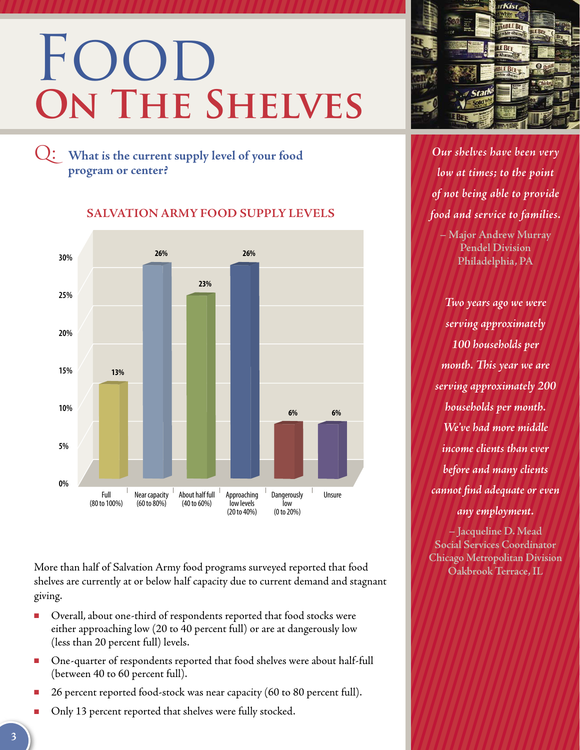# FOOD
# ON THE SHELVES

**Q: What is the current supply level of your food program or center?**

**SALVATION ARMY FOOD SUPPLY LEVELS**

30%
25%
20%
15%
10%
5%
0%

13%
26%
23%
26%
6%
6%

Full (80 to 100%)
Near capacity (60 to 80%)
About half full (40 to 60%)
Approaching low levels (20 to 40%)
Dangerously low (0 to 20%)
Unsure

More than half of Salvation Army food programs surveyed reported that food shelves are currently at or below half capacity due to current demand and stagnant giving.

- Overall, about one-third of respondents reported that food stocks were either approaching low (20 to 40 percent full) or are at dangerously low (less than 20 percent full) levels.
- One-quarter of respondents reported that food shelves were about half-full (between 40 to 60 percent full).
- 26 percent reported food-stock was near capacity (60 to 80 percent full).
- Only 13 percent reported that shelves were fully stocked.

*Our shelves have been very low at times; to the point of not being able to provide food and service to families.*

– Major Andrew Murray
Pendel Division
Philadelphia, PA

*Two years ago we were serving approximately 100 households per month. This year we are serving approximately 200 households per month. We've had more middle income clients than ever before and many clients cannot find adequate or even any employment.*

– Jacqueline D. Mead
Social Services Coordinator
Chicago Metropolitan Division
Oakbrook Terrace, IL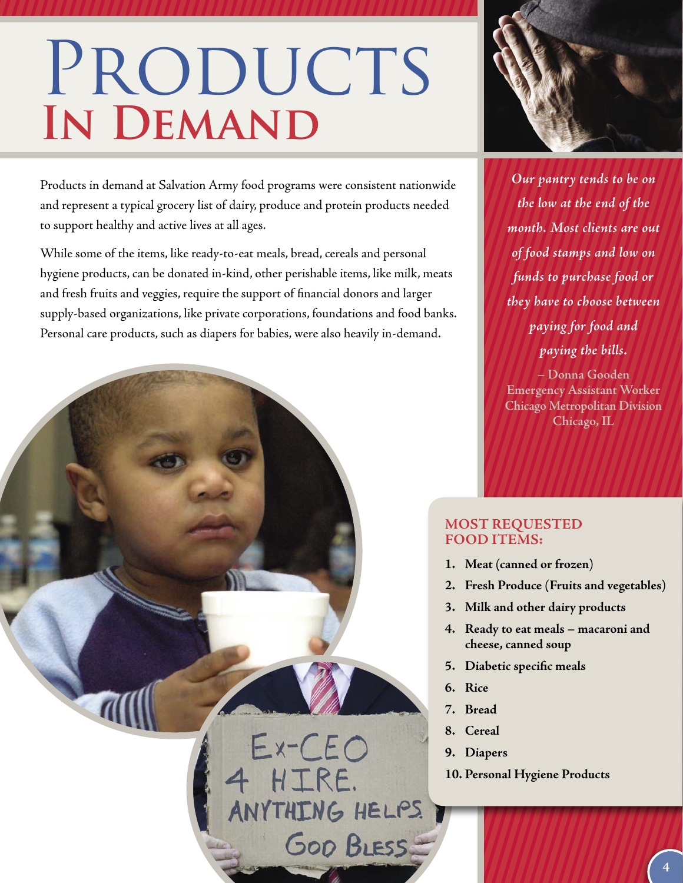# Products
## In Demand

Products in demand at Salvation Army food programs were consistent nationwide and represent a typical grocery list of dairy, produce and protein products needed to support healthy and active lives at all ages.

While some of the items, like ready-to-eat meals, bread, cereals and personal hygiene products, can be donated in-kind, other perishable items, like milk, meats and fresh fruits and veggies, require the support of financial donors and larger supply-based organizations, like private corporations, foundations and food banks. Personal care products, such as diapers for babies, were also heavily in-demand.

*Our pantry tends to be on the low at the end of the month. Most clients are out of food stamps and low on funds to purchase food or they have to choose between paying for food and paying the bills.*

– Donna Gooden
Emergency Assistant Worker
Chicago Metropolitan Division
Chicago, IL

### MOST REQUESTED FOOD ITEMS:

1. **Meat (canned or frozen)**
2. **Fresh Produce (Fruits and vegetables)**
3. **Milk and other dairy products**
4. **Ready to eat meals – macaroni and cheese, canned soup**
5. **Diabetic specific meals**
6. **Rice**
7. **Bread**
8. **Cereal**
9. **Diapers**
10. **Personal Hygiene Products**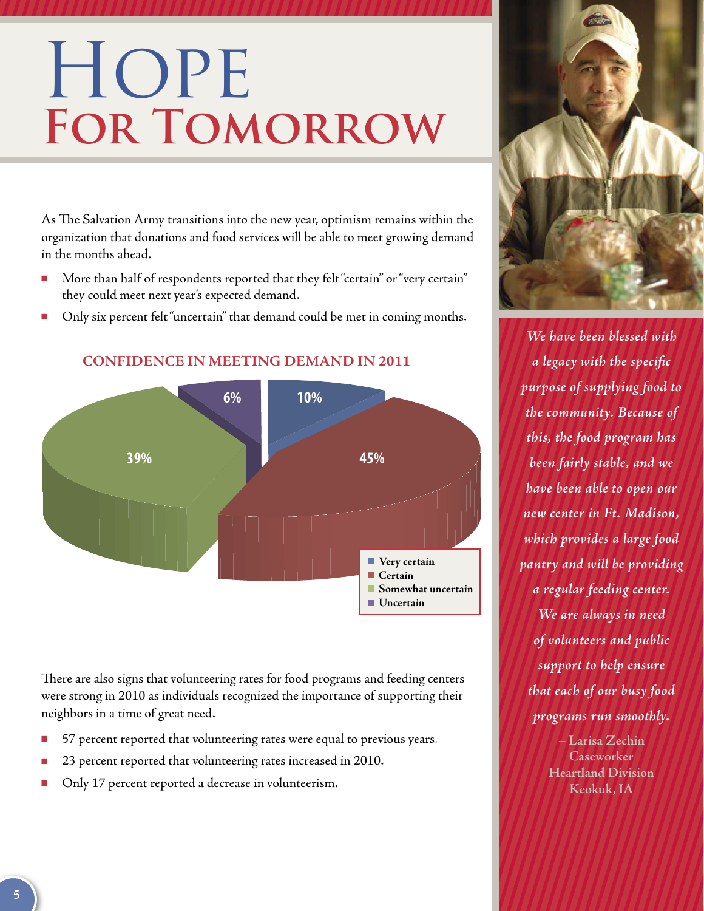# Hope For Tomorrow

As The Salvation Army transitions into the new year, optimism remains within the organization that donations and food services will be able to meet growing demand in the months ahead.

- More than half of respondents reported that they felt "certain" or "very certain" they could meet next year's expected demand.
- Only six percent felt "uncertain" that demand could be met in coming months.

**CONFIDENCE IN MEETING DEMAND IN 2011**

6%
10%
39%
45%

Very certain
Certain
Somewhat uncertain
Uncertain

There are also signs that volunteering rates for food programs and feeding centers were strong in 2010 as individuals recognized the importance of supporting their neighbors in a time of great need.

- 57 percent reported that volunteering rates were equal to previous years.
- 23 percent reported that volunteering rates increased in 2010.
- Only 17 percent reported a decrease in volunteerism.

*We have been blessed with a legacy with the specific purpose of supplying food to the community. Because of this, the food program has been fairly stable, and we have been able to open our new center in Ft. Madison, which provides a large food pantry and will be providing a regular feeding center. We are always in need of volunteers and public support to help ensure that each of our busy food programs run smoothly.*

– Larisa Zechin
Caseworker
Heartland Division
Keokuk, IA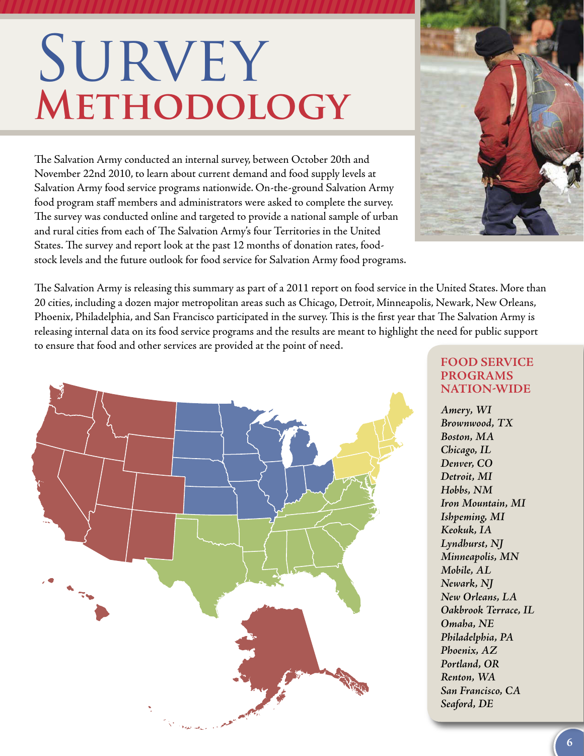# Survey Methodology

The Salvation Army conducted an internal survey, between October 20th and November 22nd 2010, to learn about current demand and food supply levels at Salvation Army food service programs nationwide. On-the-ground Salvation Army food program staff members and administrators were asked to complete the survey. The survey was conducted online and targeted to provide a national sample of urban and rural cities from each of The Salvation Army's four Territories in the United States. The survey and report look at the past 12 months of donation rates, food-stock levels and the future outlook for food service for Salvation Army food programs.

The Salvation Army is releasing this summary as part of a 2011 report on food service in the United States. More than 20 cities, including a dozen major metropolitan areas such as Chicago, Detroit, Minneapolis, Newark, New Orleans, Phoenix, Philadelphia, and San Francisco participated in the survey. This is the first year that The Salvation Army is releasing internal data on its food service programs and the results are meant to highlight the need for public support to ensure that food and other services are provided at the point of need.

## Food Service Programs Nation-Wide

*Amery, WI*
*Brownwood, TX*
*Boston, MA*
*Chicago, IL*
*Denver, CO*
*Detroit, MI*
*Hobbs, NM*
*Iron Mountain, MI*
*Ishpeming, MI*
*Keokuk, IA*
*Lyndhurst, NJ*
*Minneapolis, MN*
*Mobile, AL*
*Newark, NJ*
*New Orleans, LA*
*Oakbrook Terrace, IL*
*Omaha, NE*
*Philadelphia, PA*
*Phoenix, AZ*
*Portland, OR*
*Renton, WA*
*San Francisco, CA*
*Seaford, DE*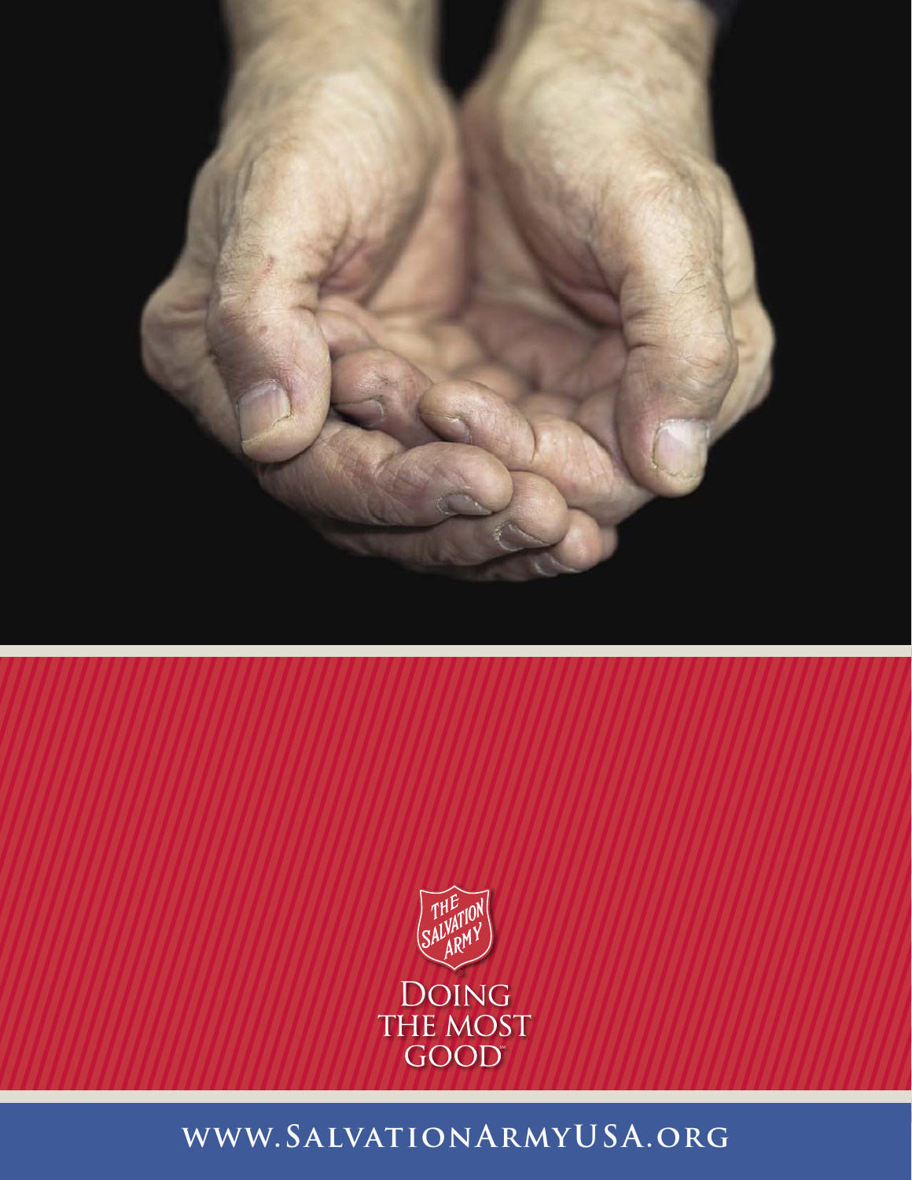THE SALVATION ARMY

DOING THE MOST GOOD℠

www.SalvationArmyUSA.org